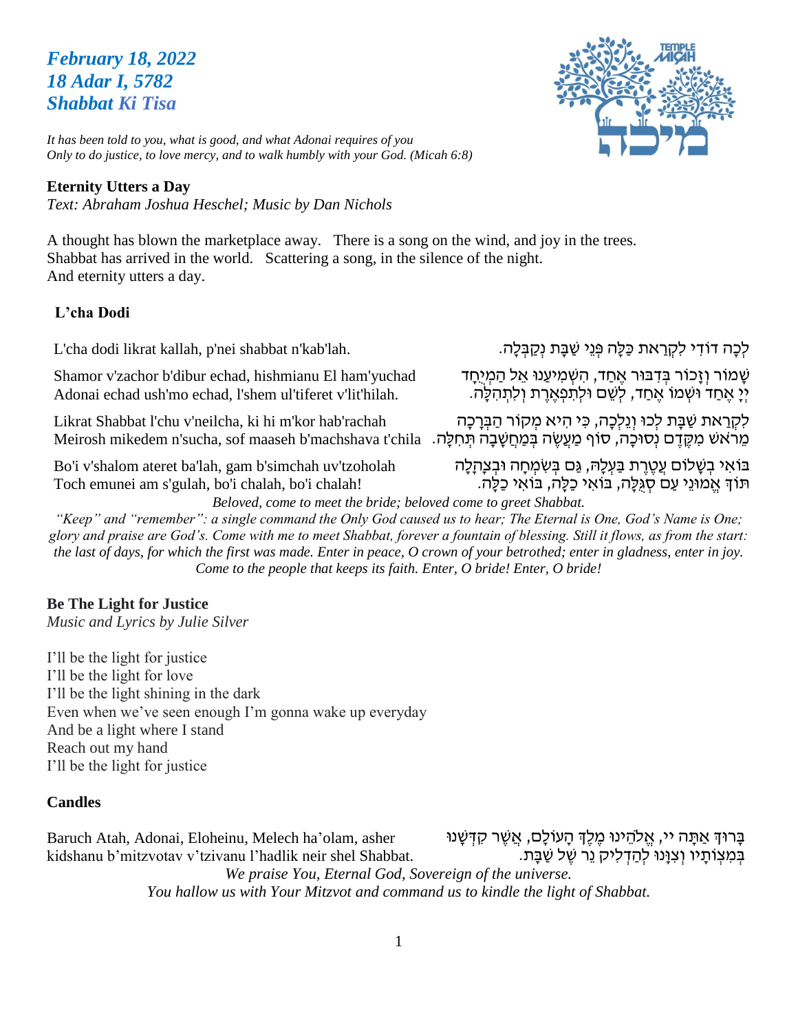***February 18, 2022***
***18 Adar I, 5782***
***Shabbat Ki Tisa***

*It has been told to you, what is good, and what Adonai requires of you*
*Only to do justice, to love mercy, and to walk humbly with your God. (Micah 6:8)*

**Eternity Utters a Day**
*Text: Abraham Joshua Heschel; Music by Dan Nichols*

A thought has blown the marketplace away. There is a song on the wind, and joy in the trees.
Shabbat has arrived in the world. Scattering a song, in the silence of the night.
And eternity utters a day.

**L'cha Dodi**

L'cha dodi likrat kallah, p'nei shabbat n'kab'lah.

לְכָה דוֹדִי לִקְרַאת כַּלָּה פְּנֵי שַׁבָּת נְקַבְּלָה.

Shamor v'zachor b'dibur echad, hishmianu El ham'yuchad
Adonai echad ush'mo echad, l'shem ul'tiferet v'lit'hilah.

שָׁמוֹר וְזָכוֹר בְּדִבּוּר אֶחָד, הִשְׁמִיעָנוּ אֵל הַמְיֻחָד
יְיָ אֶחָד וּשְׁמוֹ אֶחָד, לְשֵׁם וּלְתִפְאֶרֶת וְלִתְהִלָּה.

Likrat Shabbat l'chu v'neilcha, ki hi m'kor hab'rachah
Meirosh mikedem n'sucha, sof maaseh b'machshava t'chila

לִקְרַאת שַׁבָּת לְכוּ וְנֵלְכָה, כִּי הִיא מְקוֹר הַבְּרָכָה
מֵרֹאשׁ מִקֶּדֶם נְסוּכָה, סוֹף מַעֲשֶׂה בְּמַחֲשָׁבָה תְּחִלָּה.

Bo'i v'shalom ateret ba'lah, gam b'simchah uv'tzoholah
Toch emunei am s'gulah, bo'i chalah, bo'i chalah!

בּוֹאִי בְשָׁלוֹם עֲטֶרֶת בַּעְלָהּ, גַּם בְּשִׂמְחָה וּבְצָהֳלָה
תּוֹךְ אֱמוּנֵי עַם סְגֻלָּה, בּוֹאִי כַלָּה, בּוֹאִי כַלָּה.

*Beloved, come to meet the bride; beloved come to greet Shabbat.*
*"Keep" and "remember": a single command the Only God caused us to hear; The Eternal is One, God's Name is One; glory and praise are God's. Come with me to meet Shabbat, forever a fountain of blessing. Still it flows, as from the start: the last of days, for which the first was made. Enter in peace, O crown of your betrothed; enter in gladness, enter in joy. Come to the people that keeps its faith. Enter, O bride! Enter, O bride!*

**Be The Light for Justice**
*Music and Lyrics by Julie Silver*

I'll be the light for justice
I'll be the light for love
I'll be the light shining in the dark
Even when we've seen enough I'm gonna wake up everyday
And be a light where I stand
Reach out my hand
I'll be the light for justice

**Candles**

Baruch Atah, Adonai, Eloheinu, Melech ha'olam, asher kidshanu b'mitzvotav v'tzivanu l'hadlik neir shel Shabbat.

בָּרוּךְ אַתָּה יי, אֱלֹהֵינוּ מֶלֶךְ הָעוֹלָם, אֲשֶׁר קִדְּשָׁנוּ
בְּמִצְוֹתָיו וְצִוָּנוּ לְהַדְלִיק נֵר שֶׁל שַׁבָּת.

*We praise You, Eternal God, Sovereign of the universe.*
*You hallow us with Your Mitzvot and command us to kindle the light of Shabbat.*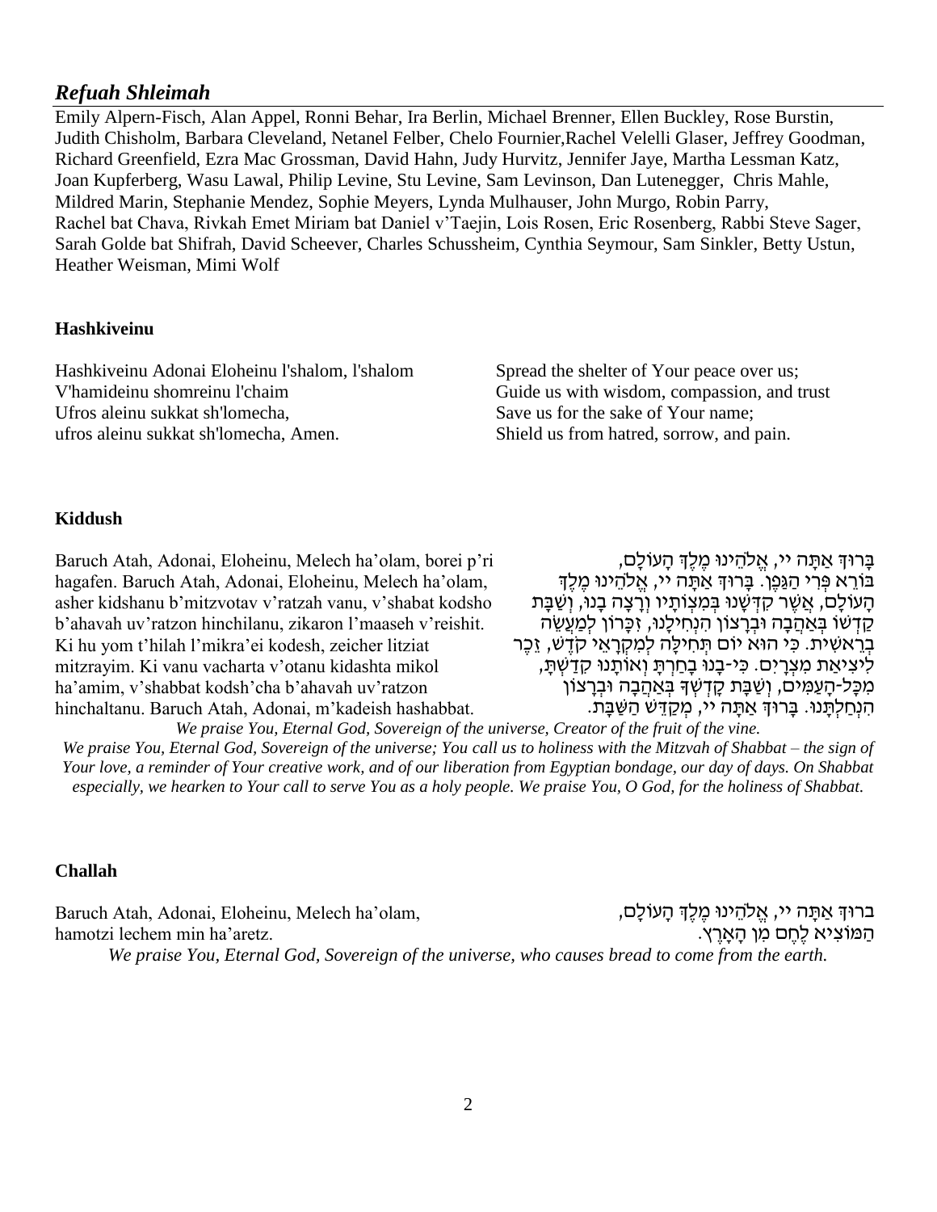## *Refuah Shleimah*

Emily Alpern-Fisch, Alan Appel, Ronni Behar, Ira Berlin, Michael Brenner, Ellen Buckley, Rose Burstin, Judith Chisholm, Barbara Cleveland, Netanel Felber, Chelo Fournier,Rachel Velelli Glaser, Jeffrey Goodman, Richard Greenfield, Ezra Mac Grossman, David Hahn, Judy Hurvitz, Jennifer Jaye, Martha Lessman Katz, Joan Kupferberg, Wasu Lawal, Philip Levine, Stu Levine, Sam Levinson, Dan Lutenegger, Chris Mahle, Mildred Marin, Stephanie Mendez, Sophie Meyers, Lynda Mulhauser, John Murgo, Robin Parry, Rachel bat Chava, Rivkah Emet Miriam bat Daniel v'Taejin, Lois Rosen, Eric Rosenberg, Rabbi Steve Sager, Sarah Golde bat Shifrah, David Scheever, Charles Schussheim, Cynthia Seymour, Sam Sinkler, Betty Ustun, Heather Weisman, Mimi Wolf

### Hashkiveinu

Hashkiveinu Adonai Eloheinu l'shalom, l'shalom
V'hamideinu shomreinu l'chaim
Ufros aleinu sukkat sh'lomecha,
ufros aleinu sukkat sh'lomecha, Amen.

Spread the shelter of Your peace over us;
Guide us with wisdom, compassion, and trust
Save us for the sake of Your name;
Shield us from hatred, sorrow, and pain.

### Kiddush

Baruch Atah, Adonai, Eloheinu, Melech ha'olam, borei p'ri hagafen. Baruch Atah, Adonai, Eloheinu, Melech ha'olam, asher kidshanu b'mitzvotav v'ratzah vanu, v'shabat kodsho b'ahavah uv'ratzon hinchilanu, zikaron l'maaseh v'reishit. Ki hu yom t'hilah l'mikra'ei kodesh, zeicher litziat mitzrayim. Ki vanu vacharta v'otanu kidashta mikol ha'amim, v'shabbat kodsh'cha b'ahavah uv'ratzon hinchaltanu. Baruch Atah, Adonai, m'kadeish hashabbat.

בָּרוּךְ אַתָּה יי, אֱלֹהֵינוּ מֶלֶךְ הָעוֹלָם, בּוֹרֵא פְּרִי הַגָּפֶן. בָּרוּךְ אַתָּה יי, אֱלֹהֵינוּ מֶלֶךְ הָעוֹלָם, אֲשֶׁר קִדְּשָׁנוּ בְּמִצְוֹתָיו וְרָצָה בָנוּ, וְשַׁבַּת קָדְשׁוֹ בְּאַהֲבָה וּבְרָצוֹן הִנְחִילָנוּ, זִכָּרוֹן לְמַעֲשֵׂה בְרֵאשִׁית. כִּי הוּא יוֹם תְּחִילָּה לְמִקְרָאֵי קֹדֶשׁ, זֵכֶר לִיצִיאַת מִצְרָיִם. כִּי-בָנוּ בָחַרְתָּ וְאוֹתָנוּ קִדַּשְׁתָּ, מִכָּל-הָעַמִּים, וְשַׁבַּת קָדְשְׁךָ בְּאַהֲבָה וּבְרָצוֹן הִנְחַלְתָּנוּ. בָּרוּךְ אַתָּה יי, מְקַדֵּשׁ הַשַּׁבָּת.

*We praise You, Eternal God, Sovereign of the universe, Creator of the fruit of the vine.*
*We praise You, Eternal God, Sovereign of the universe; You call us to holiness with the Mitzvah of Shabbat – the sign of Your love, a reminder of Your creative work, and of our liberation from Egyptian bondage, our day of days. On Shabbat especially, we hearken to Your call to serve You as a holy people. We praise You, O God, for the holiness of Shabbat.*

### Challah

Baruch Atah, Adonai, Eloheinu, Melech ha'olam,
hamotzi lechem min ha'aretz.

ברוּךְ אַתָּה יי, אֱלֹהֵינוּ מֶלֶךְ הָעוֹלָם,
הַמּוֹצִיא לֶחֶם מִן הָאָרֶץ.

*We praise You, Eternal God, Sovereign of the universe, who causes bread to come from the earth.*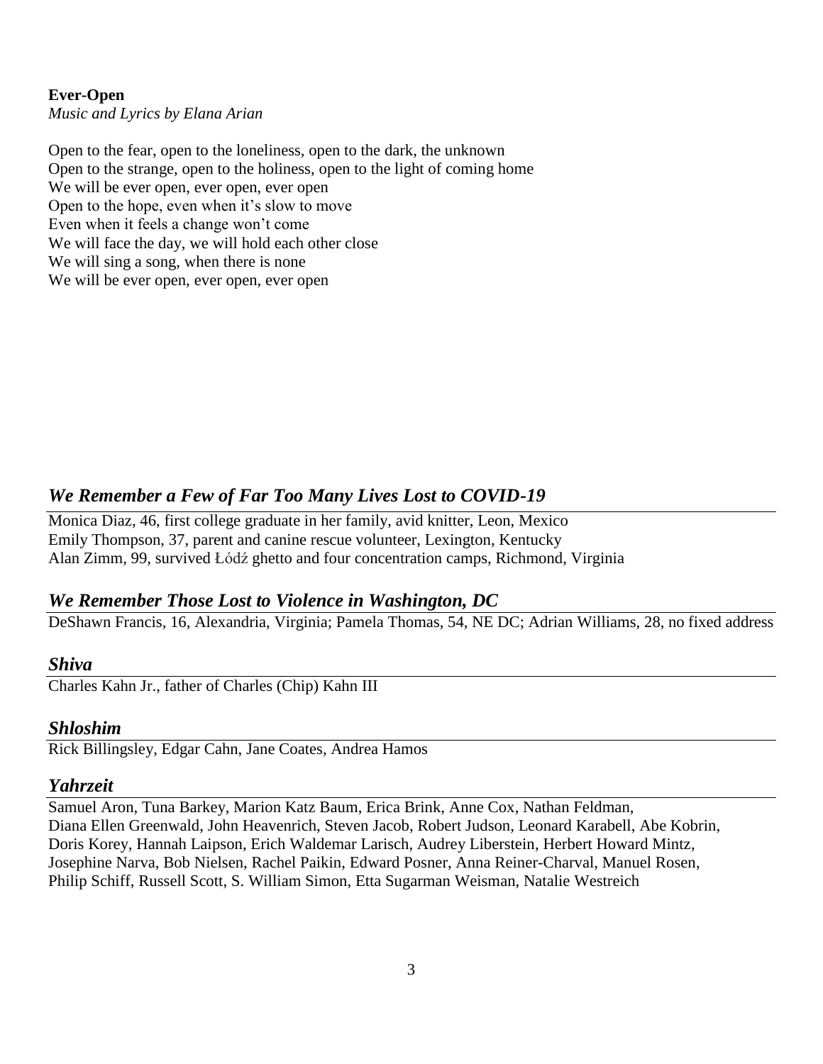**Ever-Open**
*Music and Lyrics by Elana Arian*

Open to the fear, open to the loneliness, open to the dark, the unknown
Open to the strange, open to the holiness, open to the light of coming home
We will be ever open, ever open, ever open
Open to the hope, even when it's slow to move
Even when it feels a change won't come
We will face the day, we will hold each other close
We will sing a song, when there is none
We will be ever open, ever open, ever open

## *We Remember a Few of Far Too Many Lives Lost to COVID-19*

Monica Diaz, 46, first college graduate in her family, avid knitter, Leon, Mexico
Emily Thompson, 37, parent and canine rescue volunteer, Lexington, Kentucky
Alan Zimm, 99, survived Łódź ghetto and four concentration camps, Richmond, Virginia

## *We Remember Those Lost to Violence in Washington, DC*

DeShawn Francis, 16, Alexandria, Virginia; Pamela Thomas, 54, NE DC; Adrian Williams, 28, no fixed address

## *Shiva*

Charles Kahn Jr., father of Charles (Chip) Kahn III

## *Shloshim*

Rick Billingsley, Edgar Cahn, Jane Coates, Andrea Hamos

## *Yahrzeit*

Samuel Aron, Tuna Barkey, Marion Katz Baum, Erica Brink, Anne Cox, Nathan Feldman, Diana Ellen Greenwald, John Heavenrich, Steven Jacob, Robert Judson, Leonard Karabell, Abe Kobrin, Doris Korey, Hannah Laipson, Erich Waldemar Larisch, Audrey Liberstein, Herbert Howard Mintz, Josephine Narva, Bob Nielsen, Rachel Paikin, Edward Posner, Anna Reiner-Charval, Manuel Rosen, Philip Schiff, Russell Scott, S. William Simon, Etta Sugarman Weisman, Natalie Westreich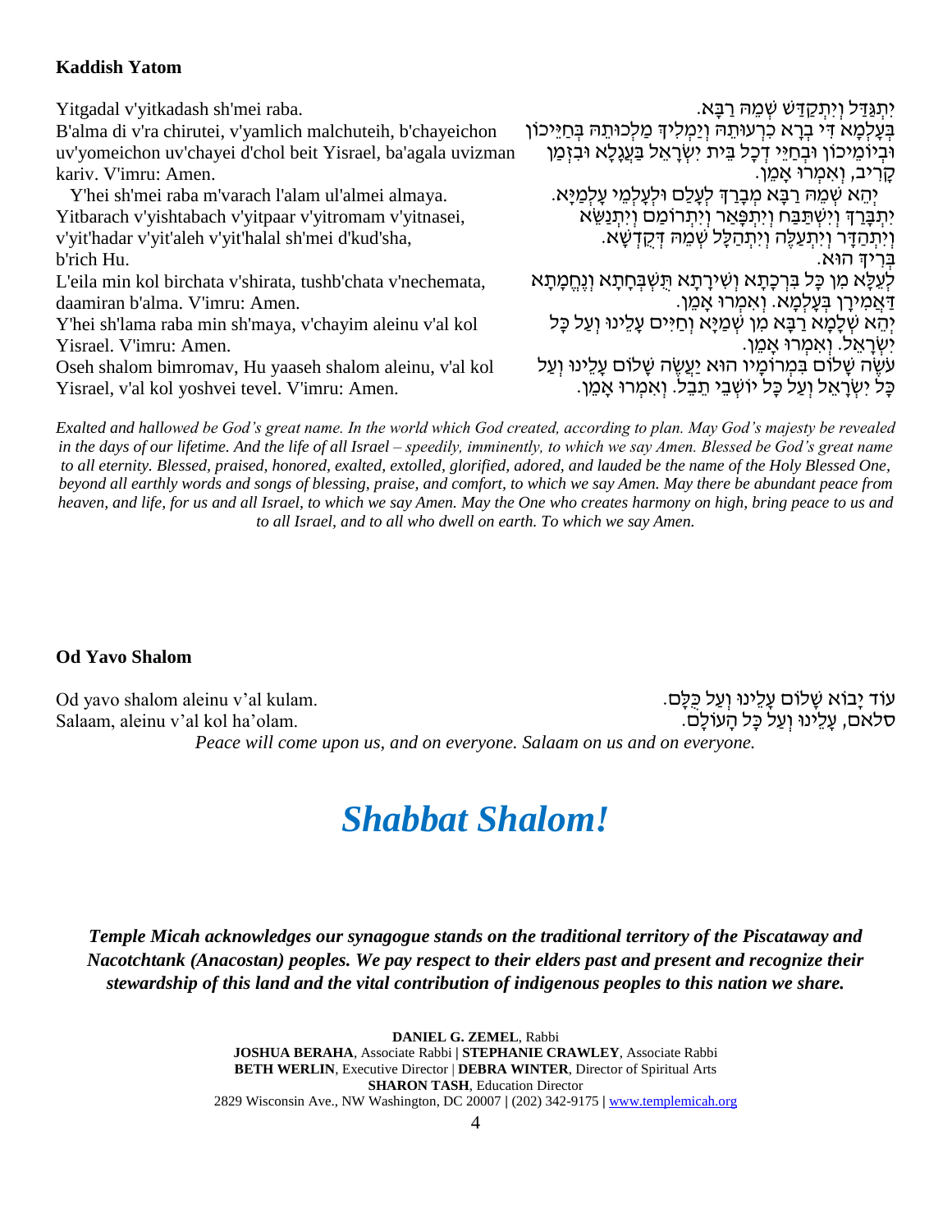**Kaddish Yatom**

Yitgadal v'yitkadash sh'mei raba.
B'alma di v'ra chirutei, v'yamlich malchuteih, b'chayeichon uv'yomeichon uv'chayei d'chol beit Yisrael, ba'agala uvizman kariv. V'imru: Amen.
Y'hei sh'mei raba m'varach l'alam ul'almei almaya.
Yitbarach v'yishtabach v'yitpaar v'yitromam v'yitnasei, v'yit'hadar v'yit'aleh v'yit'halal sh'mei d'kud'sha, b'rich Hu.
L'eila min kol birchata v'shirata, tushb'chata v'nechemata, daamiran b'alma. V'imru: Amen.
Y'hei sh'lama raba min sh'maya, v'chayim aleinu v'al kol Yisrael. V'imru: Amen.
Oseh shalom bimromav, Hu yaaseh shalom aleinu, v'al kol Yisrael, v'al kol yoshvei tevel. V'imru: Amen.

יִתְגַּדַּל וְיִתְקַדַּשׁ שְׁמֵהּ רַבָּא.
בְּעָלְמָא דִּי בְרָא כִרְעוּתֵהּ וְיַמְלִיךְ מַלְכוּתֵהּ בְּחַיֵּיכוֹן וּבְיוֹמֵיכוֹן וּבְחַיֵּי דְכָל בֵּית יִשְׂרָאֵל בַּעֲגָלָא וּבִזְמַן קָרִיב, וְאִמְרוּ אָמֵן.
יְהֵא שְׁמֵהּ רַבָּא מְבָרַךְ לְעָלַם וּלְעָלְמֵי עָלְמַיָּא.
יִתְבָּרַךְ וְיִשְׁתַּבַּח וְיִתְפָּאַר וְיִתְרוֹמַם וְיִתְנַשֵּׂא וְיִתְהַדָּר וְיִתְעַלֶּה וְיִתְהַלָּל שְׁמֵהּ דְּקֻדְשָׁא.
בְּרִיךְ הוּא.
לְעֵלָּא מִן כָּל בִּרְכָתָא וְשִׁירָתָא תֻּשְׁבְּחָתָא וְנֶחֱמָתָא דַּאֲמִירָן בְּעָלְמָא. וְאִמְרוּ אָמֵן.
יְהֵא שְׁלָמָא רַבָּא מִן שְׁמַיָּא וְחַיִּים עָלֵינוּ וְעַל כָּל יִשְׂרָאֵל. וְאִמְרוּ אָמֵן.
עֹשֶׂה שָׁלוֹם בִּמְרוֹמָיו הוּא יַעֲשֶׂה שָׁלוֹם עָלֵינוּ וְעַל כָּל יִשְׂרָאֵל וְעַל כָּל יוֹשְׁבֵי תֵבֵל. וְאִמְרוּ אָמֵן.

*Exalted and hallowed be God's great name. In the world which God created, according to plan. May God's majesty be revealed in the days of our lifetime. And the life of all Israel – speedily, imminently, to which we say Amen. Blessed be God's great name to all eternity. Blessed, praised, honored, exalted, extolled, glorified, adored, and lauded be the name of the Holy Blessed One, beyond all earthly words and songs of blessing, praise, and comfort, to which we say Amen. May there be abundant peace from heaven, and life, for us and all Israel, to which we say Amen. May the One who creates harmony on high, bring peace to us and to all Israel, and to all who dwell on earth. To which we say Amen.*

**Od Yavo Shalom**

Od yavo shalom aleinu v'al kulam.
Salaam, aleinu v'al kol ha'olam.

עוֹד יָבוֹא שָׁלוֹם עָלֵינוּ וְעַל כֻּלָּם.
סלאם, עָלֵינוּ וְעַל כָּל הָעוֹלָם.

*Peace will come upon us, and on everyone. Salaam on us and on everyone.*

# *Shabbat Shalom!*

***Temple Micah acknowledges our synagogue stands on the traditional territory of the Piscataway and Nacotchtank (Anacostan) peoples. We pay respect to their elders past and present and recognize their stewardship of this land and the vital contribution of indigenous peoples to this nation we share.***

**DANIEL G. ZEMEL**, Rabbi
**JOSHUA BERAHA**, Associate Rabbi | **STEPHANIE CRAWLEY**, Associate Rabbi
**BETH WERLIN**, Executive Director | **DEBRA WINTER**, Director of Spiritual Arts
**SHARON TASH**, Education Director
2829 Wisconsin Ave., NW Washington, DC 20007 | (202) 342-9175 | www.templemicah.org